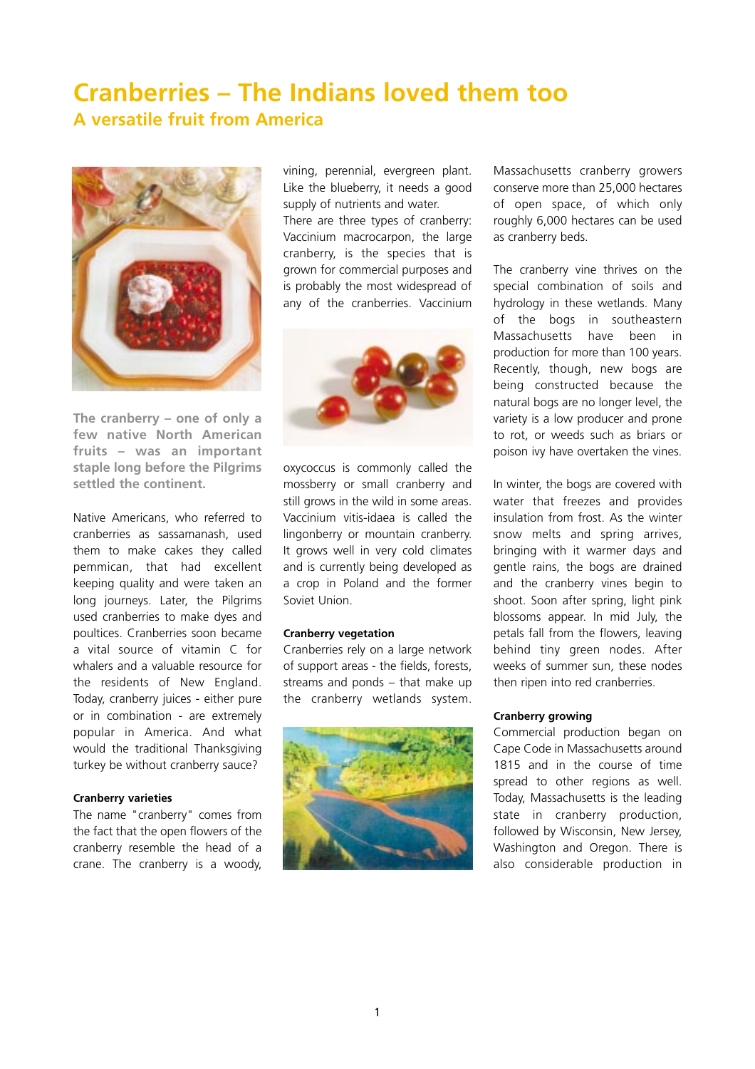# Cranberries – The Indians loved them too

## A versatile fruit from America

**The cranberry – one of only a few native North American fruits – was an important staple long before the Pilgrims settled the continent.**

Native Americans, who referred to cranberries as sassamanash, used them to make cakes they called pemmican, that had excellent keeping quality and were taken an long journeys. Later, the Pilgrims used cranberries to make dyes and poultices. Cranberries soon became a vital source of vitamin C for whalers and a valuable resource for the residents of New England. Today, cranberry juices - either pure or in combination - are extremely popular in America. And what would the traditional Thanksgiving turkey be without cranberry sauce?

### Cranberry varieties

The name "cranberry" comes from the fact that the open flowers of the cranberry resemble the head of a crane. The cranberry is a woody, vining, perennial, evergreen plant. Like the blueberry, it needs a good supply of nutrients and water.

There are three types of cranberry: Vaccinium macrocarpon, the large cranberry, is the species that is grown for commercial purposes and is probably the most widespread of any of the cranberries. Vaccinium oxycoccus is commonly called the mossberry or small cranberry and still grows in the wild in some areas. Vaccinium vitis-idaea is called the lingonberry or mountain cranberry. It grows well in very cold climates and is currently being developed as a crop in Poland and the former Soviet Union.

### Cranberry vegetation

Cranberries rely on a large network of support areas - the fields, forests, streams and ponds – that make up the cranberry wetlands system. Massachusetts cranberry growers conserve more than 25,000 hectares of open space, of which only roughly 6,000 hectares can be used as cranberry beds.

The cranberry vine thrives on the special combination of soils and hydrology in these wetlands. Many of the bogs in southeastern Massachusetts have been in production for more than 100 years. Recently, though, new bogs are being constructed because the natural bogs are no longer level, the variety is a low producer and prone to rot, or weeds such as briars or poison ivy have overtaken the vines.

In winter, the bogs are covered with water that freezes and provides insulation from frost. As the winter snow melts and spring arrives, bringing with it warmer days and gentle rains, the bogs are drained and the cranberry vines begin to shoot. Soon after spring, light pink blossoms appear. In mid July, the petals fall from the flowers, leaving behind tiny green nodes. After weeks of summer sun, these nodes then ripen into red cranberries.

### Cranberry growing

Commercial production began on Cape Code in Massachusetts around 1815 and in the course of time spread to other regions as well. Today, Massachusetts is the leading state in cranberry production, followed by Wisconsin, New Jersey, Washington and Oregon. There is also considerable production in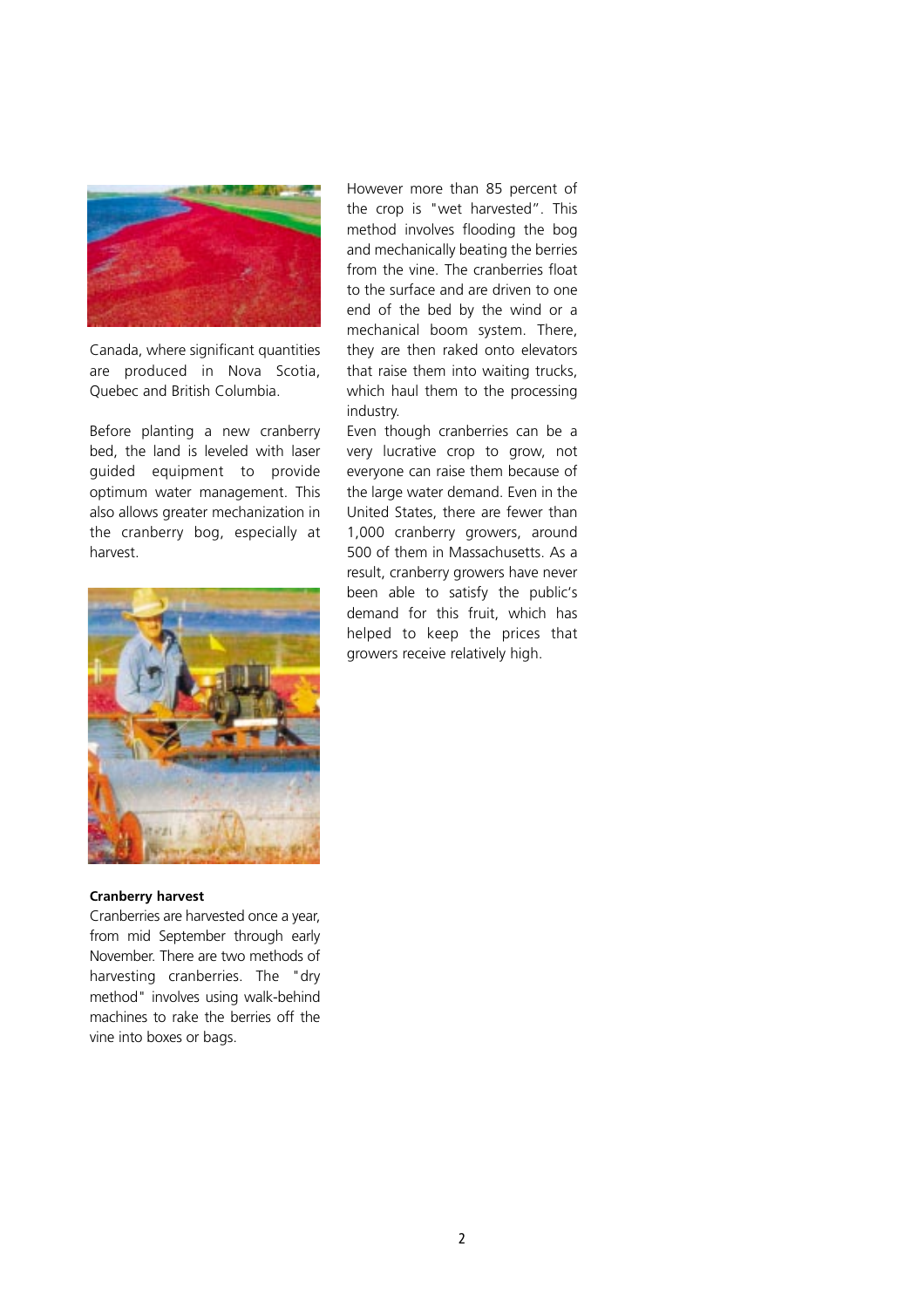Canada, where significant quantities are produced in Nova Scotia, Quebec and British Columbia.

Before planting a new cranberry bed, the land is leveled with laser guided equipment to provide optimum water management. This also allows greater mechanization in the cranberry bog, especially at harvest.

**Cranberry harvest**

Cranberries are harvested once a year, from mid September through early November. There are two methods of harvesting cranberries. The "dry method" involves using walk-behind machines to rake the berries off the vine into boxes or bags.

However more than 85 percent of the crop is "wet harvested". This method involves flooding the bog and mechanically beating the berries from the vine. The cranberries float to the surface and are driven to one end of the bed by the wind or a mechanical boom system. There, they are then raked onto elevators that raise them into waiting trucks, which haul them to the processing industry.

Even though cranberries can be a very lucrative crop to grow, not everyone can raise them because of the large water demand. Even in the United States, there are fewer than 1,000 cranberry growers, around 500 of them in Massachusetts. As a result, cranberry growers have never been able to satisfy the public's demand for this fruit, which has helped to keep the prices that growers receive relatively high.